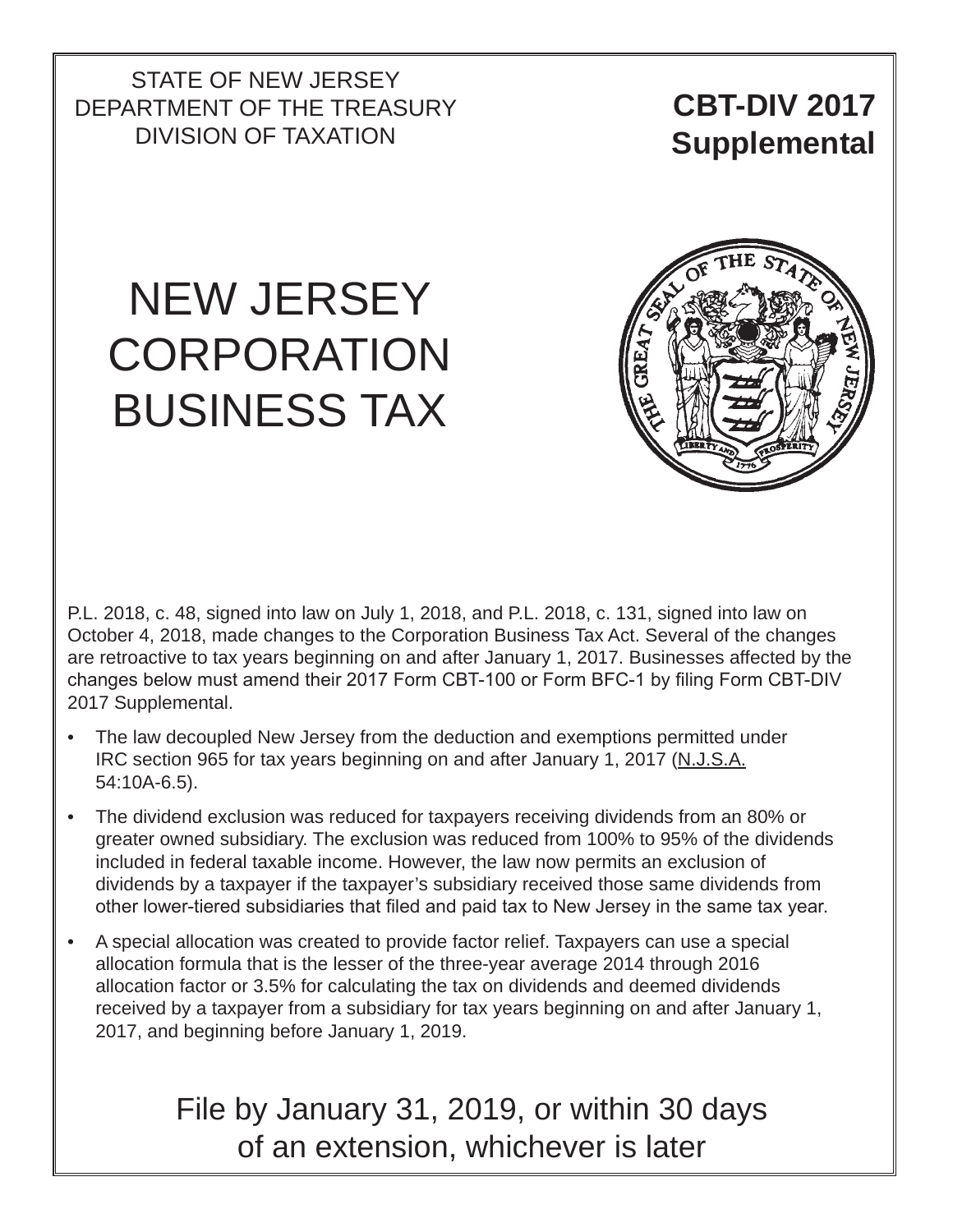STATE OF NEW JERSEY
DEPARTMENT OF THE TREASURY
DIVISION OF TAXATION

**CBT-DIV 2017**
**Supplemental**

# NEW JERSEY CORPORATION BUSINESS TAX

P.L. 2018, c. 48, signed into law on July 1, 2018, and P.L. 2018, c. 131, signed into law on October 4, 2018, made changes to the Corporation Business Tax Act. Several of the changes are retroactive to tax years beginning on and after January 1, 2017. Businesses affected by the changes below must amend their 2017 Form CBT-100 or Form BFC-1 by filing Form CBT-DIV 2017 Supplemental.

- The law decoupled New Jersey from the deduction and exemptions permitted under IRC section 965 for tax years beginning on and after January 1, 2017 (N.J.S.A. 54:10A-6.5).
- The dividend exclusion was reduced for taxpayers receiving dividends from an 80% or greater owned subsidiary. The exclusion was reduced from 100% to 95% of the dividends included in federal taxable income. However, the law now permits an exclusion of dividends by a taxpayer if the taxpayer's subsidiary received those same dividends from other lower-tiered subsidiaries that filed and paid tax to New Jersey in the same tax year.
- A special allocation was created to provide factor relief. Taxpayers can use a special allocation formula that is the lesser of the three-year average 2014 through 2016 allocation factor or 3.5% for calculating the tax on dividends and deemed dividends received by a taxpayer from a subsidiary for tax years beginning on and after January 1, 2017, and beginning before January 1, 2019.

File by January 31, 2019, or within 30 days of an extension, whichever is later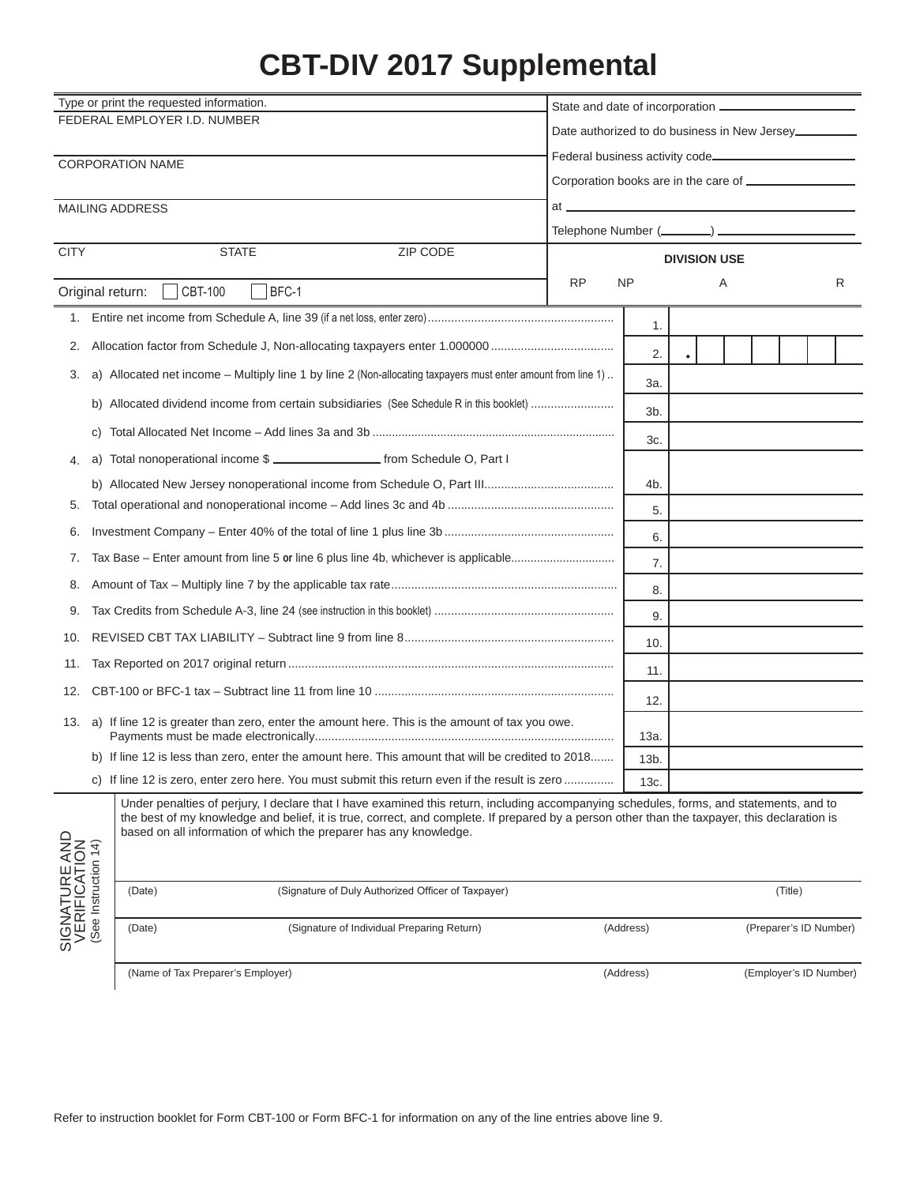# CBT-DIV 2017 Supplemental

Type or print the requested information.

FEDERAL EMPLOYER I.D. NUMBER

CORPORATION NAME

MAILING ADDRESS

CITY | STATE | ZIP CODE

Original return: ☐ CBT-100 ☐ BFC-1

State and date of incorporation

Date authorized to do business in New Jersey

Federal business activity code

Corporation books are in the care of

at

Telephone Number ( )

**DIVISION USE**

RP NP A R

| | | Line | Amount |
|---|---|---|---|
| 1. | Entire net income from Schedule A, line 39 (if a net loss, enter zero) | 1. | |
| 2. | Allocation factor from Schedule J, Non-allocating taxpayers enter 1.000000 | 2. | . |
| 3. | a) Allocated net income – Multiply line 1 by line 2 (Non-allocating taxpayers must enter amount from line 1) | 3a. | |
| | b) Allocated dividend income from certain subsidiaries (See Schedule R in this booklet) | 3b. | |
| | c) Total Allocated Net Income – Add lines 3a and 3b | 3c. | |
| 4. | a) Total nonoperational income $ ________ from Schedule O, Part I | | |
| | b) Allocated New Jersey nonoperational income from Schedule O, Part III | 4b. | |
| 5. | Total operational and nonoperational income – Add lines 3c and 4b | 5. | |
| 6. | Investment Company – Enter 40% of the total of line 1 plus line 3b | 6. | |
| 7. | Tax Base – Enter amount from line 5 **or** line 6 plus line 4b, whichever is applicable | 7. | |
| 8. | Amount of Tax – Multiply line 7 by the applicable tax rate | 8. | |
| 9. | Tax Credits from Schedule A-3, line 24 (see instruction in this booklet) | 9. | |
| 10. | REVISED CBT TAX LIABILITY – Subtract line 9 from line 8 | 10. | |
| 11. | Tax Reported on 2017 original return | 11. | |
| 12. | CBT-100 or BFC-1 tax – Subtract line 11 from line 10 | 12. | |
| 13. | a) If line 12 is greater than zero, enter the amount here. This is the amount of tax you owe. Payments must be made electronically | 13a. | |
| | b) If line 12 is less than zero, enter the amount here. This amount that will be credited to 2018 | 13b. | |
| | c) If line 12 is zero, enter zero here. You must submit this return even if the result is zero | 13c. | |

**SIGNATURE AND VERIFICATION** (See Instruction 14)

Under penalties of perjury, I declare that I have examined this return, including accompanying schedules, forms, and statements, and to the best of my knowledge and belief, it is true, correct, and complete. If prepared by a person other than the taxpayer, this declaration is based on all information of which the preparer has any knowledge.

(Date) (Signature of Duly Authorized Officer of Taxpayer) (Title)

(Date) (Signature of Individual Preparing Return) (Address) (Preparer's ID Number)

(Name of Tax Preparer's Employer) (Address) (Employer's ID Number)

Refer to instruction booklet for Form CBT-100 or Form BFC-1 for information on any of the line entries above line 9.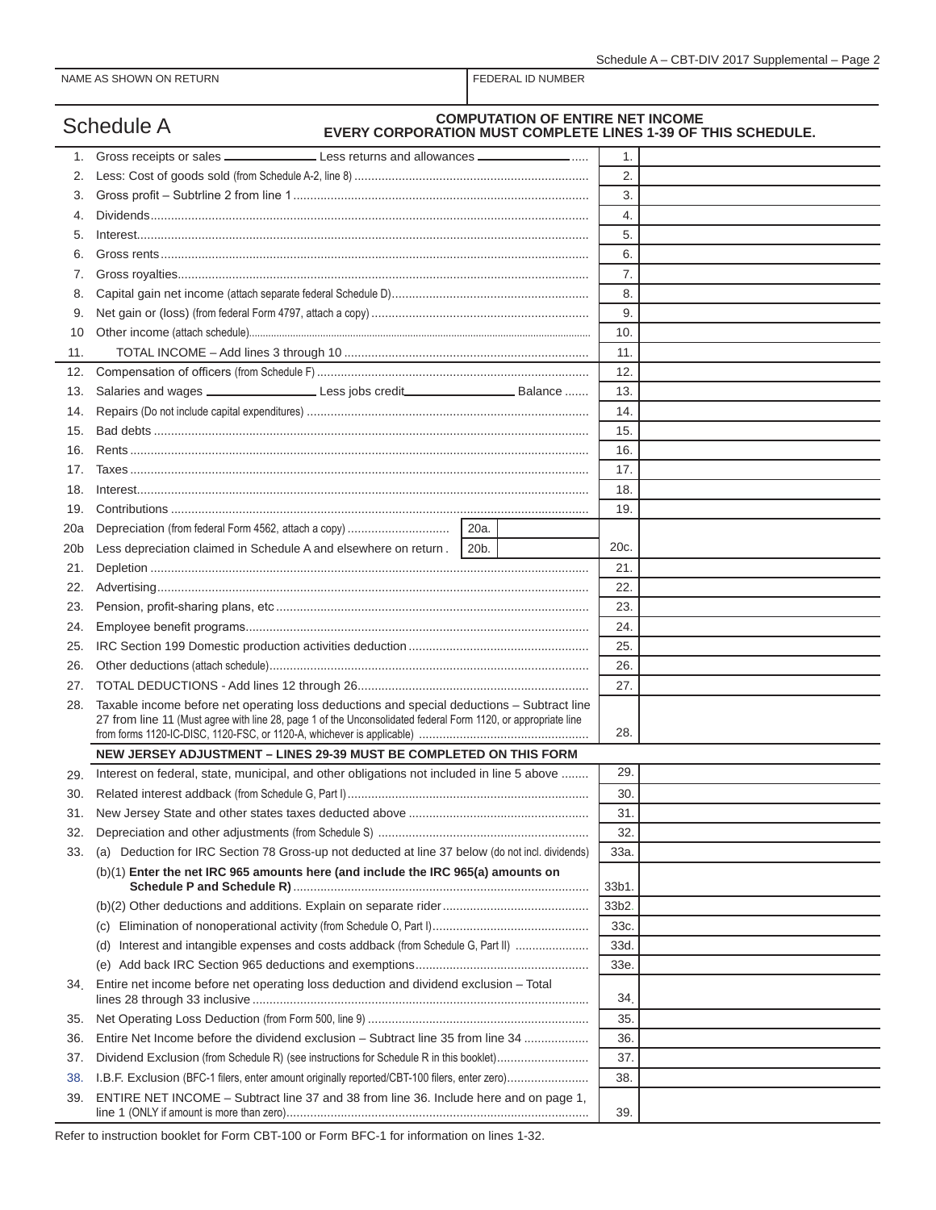NAME AS SHOWN ON RETURN | FEDERAL ID NUMBER

# Schedule A

**COMPUTATION OF ENTIRE NET INCOME**
**EVERY CORPORATION MUST COMPLETE LINES 1-39 OF THIS SCHEDULE.**

| | | | |
|---|---|---|---|
| 1. | Gross receipts or sales ______________ Less returns and allowances ______________ | 1. | |
| 2. | Less: Cost of goods sold (from Schedule A-2, line 8) | 2. | |
| 3. | Gross profit – Subtrline 2 from line 1 | 3. | |
| 4. | Dividends | 4. | |
| 5. | Interest | 5. | |
| 6. | Gross rents | 6. | |
| 7. | Gross royalties | 7. | |
| 8. | Capital gain net income (attach separate federal Schedule D) | 8. | |
| 9. | Net gain or (loss) (from federal Form 4797, attach a copy) | 9. | |
| 10 | Other income (attach schedule) | 10. | |
| 11. | TOTAL INCOME – Add lines 3 through 10 | 11. | |
| 12. | Compensation of officers (from Schedule F) | 12. | |
| 13. | Salaries and wages ______________ Less jobs credit ______________ Balance | 13. | |
| 14. | Repairs (Do not include capital expenditures) | 14. | |
| 15. | Bad debts | 15. | |
| 16. | Rents | 16. | |
| 17. | Taxes | 17. | |
| 18. | Interest | 18. | |
| 19. | Contributions | 19. | |
| 20a | Depreciation (from federal Form 4562, attach a copy) 20a. ______ | | |
| 20b | Less depreciation claimed in Schedule A and elsewhere on return 20b. ______ | 20c. | |
| 21. | Depletion | 21. | |
| 22. | Advertising | 22. | |
| 23. | Pension, profit-sharing plans, etc | 23. | |
| 24. | Employee benefit programs | 24. | |
| 25. | IRC Section 199 Domestic production activities deduction | 25. | |
| 26. | Other deductions (attach schedule) | 26. | |
| 27. | TOTAL DEDUCTIONS - Add lines 12 through 26 | 27. | |
| 28. | Taxable income before net operating loss deductions and special deductions – Subtract line 27 from line 11 (Must agree with line 28, page 1 of the Unconsolidated federal Form 1120, or appropriate line from forms 1120-IC-DISC, 1120-FSC, or 1120-A, whichever is applicable) | 28. | |
| | **NEW JERSEY ADJUSTMENT – LINES 29-39 MUST BE COMPLETED ON THIS FORM** | | |
| 29. | Interest on federal, state, municipal, and other obligations not included in line 5 above | 29. | |
| 30. | Related interest addback (from Schedule G, Part I) | 30. | |
| 31. | New Jersey State and other states taxes deducted above | 31. | |
| 32. | Depreciation and other adjustments (from Schedule S) | 32. | |
| 33. | (a) Deduction for IRC Section 78 Gross-up not deducted at line 37 below (do not incl. dividends) | 33a. | |
| | (b)(1) **Enter the net IRC 965 amounts here (and include the IRC 965(a) amounts on Schedule P and Schedule R)** | 33b1. | |
| | (b)(2) Other deductions and additions. Explain on separate rider | 33b2. | |
| | (c) Elimination of nonoperational activity (from Schedule O, Part I) | 33c. | |
| | (d) Interest and intangible expenses and costs addback (from Schedule G, Part II) | 33d. | |
| | (e) Add back IRC Section 965 deductions and exemptions | 33e. | |
| 34. | Entire net income before net operating loss deduction and dividend exclusion – Total lines 28 through 33 inclusive | 34. | |
| 35. | Net Operating Loss Deduction (from Form 500, line 9) | 35. | |
| 36. | Entire Net Income before the dividend exclusion – Subtract line 35 from line 34 | 36. | |
| 37. | Dividend Exclusion (from Schedule R) (see instructions for Schedule R in this booklet) | 37. | |
| 38. | I.B.F. Exclusion (BFC-1 filers, enter amount originally reported/CBT-100 filers, enter zero) | 38. | |
| 39. | ENTIRE NET INCOME – Subtract line 37 and 38 from line 36. Include here and on page 1, line 1 (ONLY if amount is more than zero) | 39. | |

Refer to instruction booklet for Form CBT-100 or Form BFC-1 for information on lines 1-32.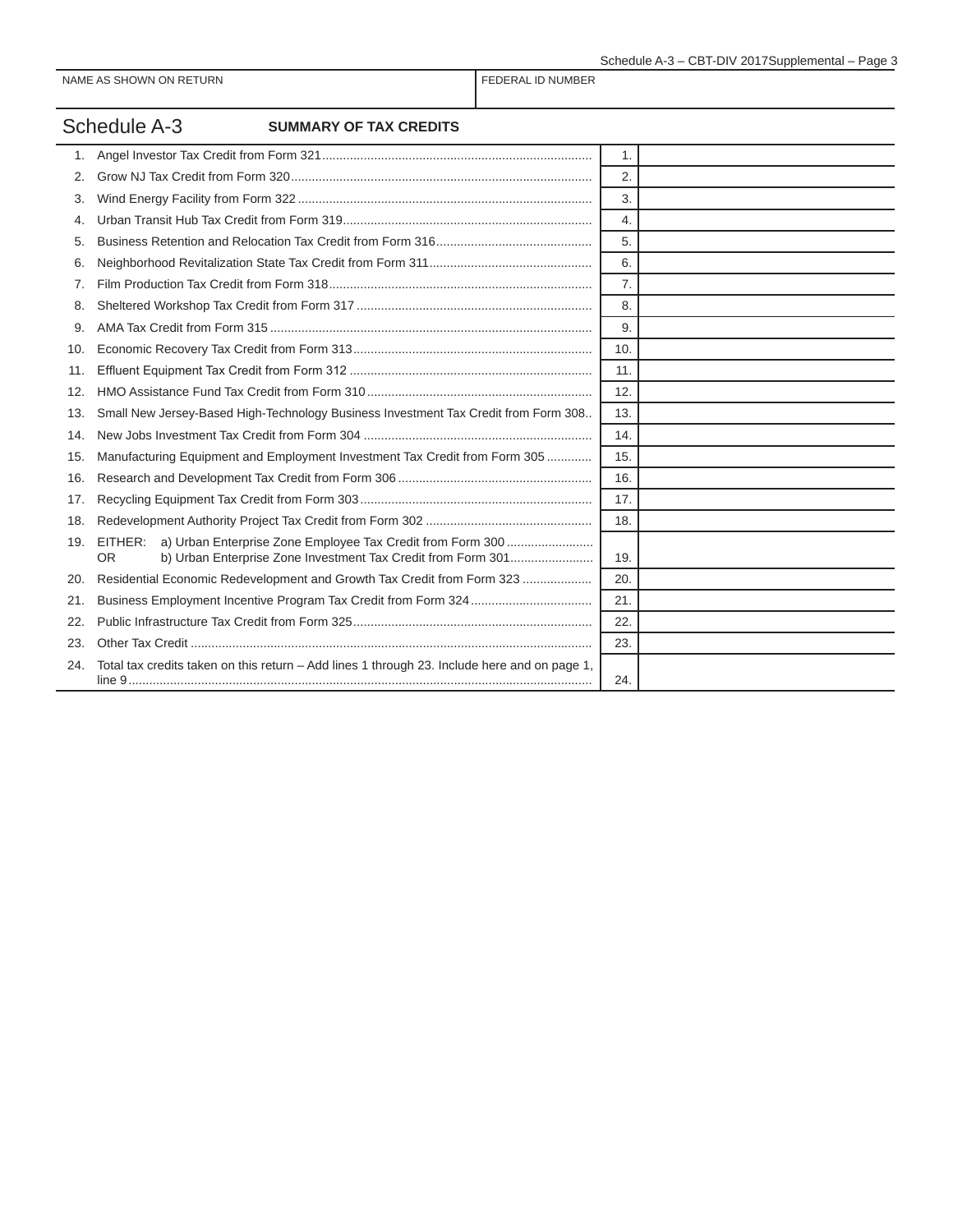| NAME AS SHOWN ON RETURN | FEDERAL ID NUMBER |
|---|---|
| | |

## Schedule A-3 SUMMARY OF TAX CREDITS

| | | | |
|---|---|---|---|
| 1. | Angel Investor Tax Credit from Form 321 | 1. | |
| 2. | Grow NJ Tax Credit from Form 320 | 2. | |
| 3. | Wind Energy Facility from Form 322 | 3. | |
| 4. | Urban Transit Hub Tax Credit from Form 319 | 4. | |
| 5. | Business Retention and Relocation Tax Credit from Form 316 | 5. | |
| 6. | Neighborhood Revitalization State Tax Credit from Form 311 | 6. | |
| 7. | Film Production Tax Credit from Form 318 | 7. | |
| 8. | Sheltered Workshop Tax Credit from Form 317 | 8. | |
| 9. | AMA Tax Credit from Form 315 | 9. | |
| 10. | Economic Recovery Tax Credit from Form 313 | 10. | |
| 11. | Effluent Equipment Tax Credit from Form 312 | 11. | |
| 12. | HMO Assistance Fund Tax Credit from Form 310 | 12. | |
| 13. | Small New Jersey-Based High-Technology Business Investment Tax Credit from Form 308 | 13. | |
| 14. | New Jobs Investment Tax Credit from Form 304 | 14. | |
| 15. | Manufacturing Equipment and Employment Investment Tax Credit from Form 305 | 15. | |
| 16. | Research and Development Tax Credit from Form 306 | 16. | |
| 17. | Recycling Equipment Tax Credit from Form 303 | 17. | |
| 18. | Redevelopment Authority Project Tax Credit from Form 302 | 18. | |
| 19. | EITHER: a) Urban Enterprise Zone Employee Tax Credit from Form 300<br>OR b) Urban Enterprise Zone Investment Tax Credit from Form 301 | 19. | |
| 20. | Residential Economic Redevelopment and Growth Tax Credit from Form 323 | 20. | |
| 21. | Business Employment Incentive Program Tax Credit from Form 324 | 21. | |
| 22. | Public Infrastructure Tax Credit from Form 325 | 22. | |
| 23. | Other Tax Credit | 23. | |
| 24. | Total tax credits taken on this return – Add lines 1 through 23. Include here and on page 1, line 9 | 24. | |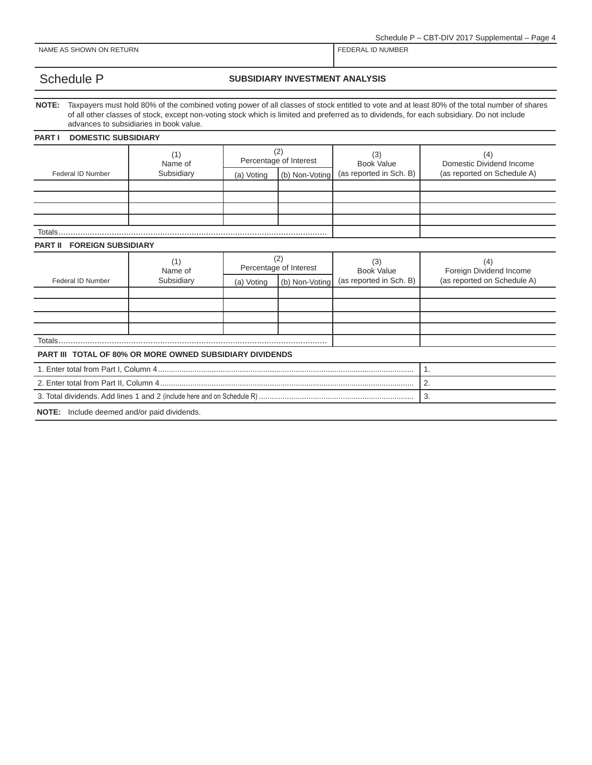| NAME AS SHOWN ON RETURN | FEDERAL ID NUMBER |
|---|---|
| | |

# Schedule P

## SUBSIDIARY INVESTMENT ANALYSIS

**NOTE:** Taxpayers must hold 80% of the combined voting power of all classes of stock entitled to vote and at least 80% of the total number of shares of all other classes of stock, except non-voting stock which is limited and preferred as to dividends, for each subsidiary. Do not include advances to subsidiaries in book value.

**PART I DOMESTIC SUBSIDIARY**

| Federal ID Number | (1) Name of Subsidiary | (2) Percentage of Interest | | (3) Book Value (as reported in Sch. B) | (4) Domestic Dividend Income (as reported on Schedule A) |
|---|---|---|---|---|---|
| | | (a) Voting | (b) Non-Voting | | |
| | | | | | |
| | | | | | |
| | | | | | |
| | | | | | |
| Totals | | | | | |

**PART II FOREIGN SUBSIDIARY**

| Federal ID Number | (1) Name of Subsidiary | (2) Percentage of Interest | | (3) Book Value (as reported in Sch. B) | (4) Foreign Dividend Income (as reported on Schedule A) |
|---|---|---|---|---|---|
| | | (a) Voting | (b) Non-Voting | | |
| | | | | | |
| | | | | | |
| | | | | | |
| | | | | | |
| Totals | | | | | |

**PART III TOTAL OF 80% OR MORE OWNED SUBSIDIARY DIVIDENDS**

| | |
|---|---|
| 1. Enter total from Part I, Column 4 | 1. |
| 2. Enter total from Part II, Column 4 | 2. |
| 3. Total dividends. Add lines 1 and 2 (include here and on Schedule R) | 3. |

**NOTE:** Include deemed and/or paid dividends.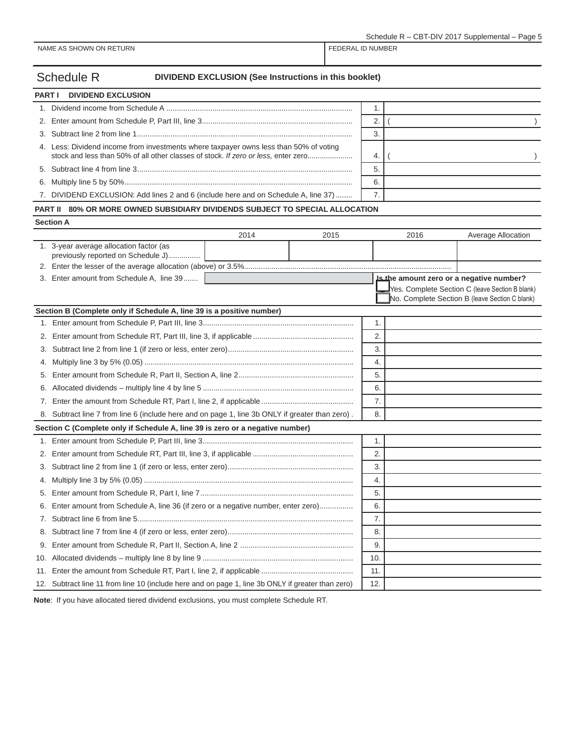| NAME AS SHOWN ON RETURN | FEDERAL ID NUMBER |
| --- | --- |
| | |

## Schedule R — DIVIDEND EXCLUSION (See Instructions in this booklet)

### PART I DIVIDEND EXCLUSION

| | | |
| --- | --- | --- |
| 1. Dividend income from Schedule A | 1. | |
| 2. Enter amount from Schedule P, Part III, line 3 | 2. | ( ) |
| 3. Subtract line 2 from line 1 | 3. | |
| 4. Less: Dividend income from investments where taxpayer owns less than 50% of voting stock and less than 50% of all other classes of stock. *If zero or less,* enter zero | 4. | ( ) |
| 5. Subtract line 4 from line 3 | 5. | |
| 6. Multiply line 5 by 50% | 6. | |
| 7. DIVIDEND EXCLUSION: Add lines 2 and 6 (include here and on Schedule A, line 37) | 7. | |

### PART II 80% OR MORE OWNED SUBSIDIARY DIVIDENDS SUBJECT TO SPECIAL ALLOCATION

**Section A**

| | 2014 | 2015 | 2016 | Average Allocation |
| --- | --- | --- | --- | --- |
| 1. 3-year average allocation factor (as previously reported on Schedule J) | | | | |
| 2. Enter the lesser of the average allocation (above) or 3.5% | | | | |
| 3. Enter amount from Schedule A, line 39 | | | **Is the amount zero or a negative number?** ☐ Yes. Complete Section C (leave Section B blank) ☐ No. Complete Section B (leave Section C blank) | |

**Section B (Complete only if Schedule A, line 39 is a positive number)**

| | | |
| --- | --- | --- |
| 1. Enter amount from Schedule P, Part III, line 3 | 1. | |
| 2. Enter amount from Schedule RT, Part III, line 3, if applicable | 2. | |
| 3. Subtract line 2 from line 1 (if zero or less, enter zero) | 3. | |
| 4. Multiply line 3 by 5% (0.05) | 4. | |
| 5. Enter amount from Schedule R, Part II, Section A, line 2 | 5. | |
| 6. Allocated dividends – multiply line 4 by line 5 | 6. | |
| 7. Enter the amount from Schedule RT, Part I, line 2, if applicable | 7. | |
| 8. Subtract line 7 from line 6 (include here and on page 1, line 3b ONLY if greater than zero) | 8. | |

**Section C (Complete only if Schedule A, line 39 is zero or a negative number)**

| | | |
| --- | --- | --- |
| 1. Enter amount from Schedule P, Part III, line 3 | 1. | |
| 2. Enter amount from Schedule RT, Part III, line 3, if applicable | 2. | |
| 3. Subtract line 2 from line 1 (if zero or less, enter zero) | 3. | |
| 4. Multiply line 3 by 5% (0.05) | 4. | |
| 5. Enter amount from Schedule R, Part I, line 7 | 5. | |
| 6. Enter amount from Schedule A, line 36 (if zero or a negative number, enter zero) | 6. | |
| 7. Subtract line 6 from line 5 | 7. | |
| 8. Subtract line 7 from line 4 (if zero or less, enter zero) | 8. | |
| 9. Enter amount from Schedule R, Part II, Section A, line 2 | 9. | |
| 10. Allocated dividends – multiply line 8 by line 9 | 10. | |
| 11. Enter the amount from Schedule RT, Part I, line 2, if applicable | 11. | |
| 12. Subtract line 11 from line 10 (include here and on page 1, line 3b ONLY if greater than zero) | 12. | |

**Note**: If you have allocated tiered dividend exclusions, you must complete Schedule RT.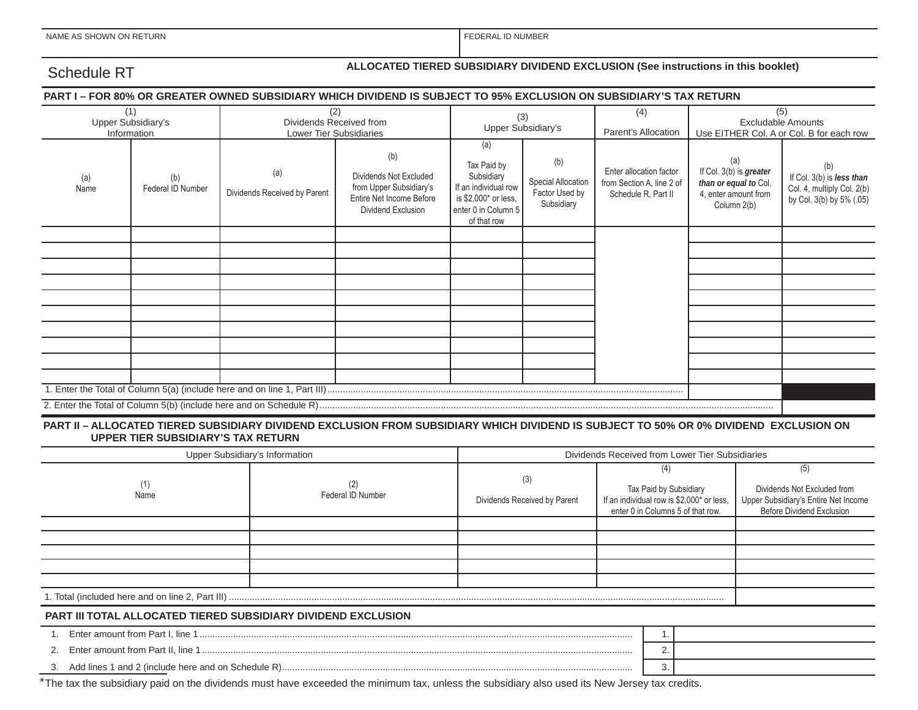| NAME AS SHOWN ON RETURN | FEDERAL ID NUMBER |
|---|---|
| | |

## Schedule RT

**ALLOCATED TIERED SUBSIDIARY DIVIDEND EXCLUSION (See instructions in this booklet)**

**PART I – FOR 80% OR GREATER OWNED SUBSIDIARY WHICH DIVIDEND IS SUBJECT TO 95% EXCLUSION ON SUBSIDIARY'S TAX RETURN**

| (1) Upper Subsidiary's Information | | (2) Dividends Received from Lower Tier Subsidiaries | | (3) Upper Subsidiary's | | (4) Parent's Allocation | (5) Excludable Amounts Use EITHER Col. A or Col. B for each row | |
|---|---|---|---|---|---|---|---|---|
| (a) Name | (b) Federal ID Number | (a) Dividends Received by Parent | (b) Dividends Not Excluded from Upper Subsidiary's Entire Net Income Before Dividend Exclusion | (a) Tax Paid by Subsidiary If an individual row is $2,000* or less, enter 0 in Column 5 of that row | (b) Special Allocation Factor Used by Subsidiary | Enter allocation factor from Section A, line 2 of Schedule R, Part II | (a) If Col. 3(b) is ***greater than or equal to*** Col. 4, enter amount from Column 2(b) | (b) If Col. 3(b) is ***less than*** Col. 4, multiply Col. 2(b) by Col. 3(b) by 5% (.05) |
| | | | | | | | | |
| | | | | | | | | |
| | | | | | | | | |
| | | | | | | | | |
| | | | | | | | | |
| | | | | | | | | |
| | | | | | | | | |
| | | | | | | | | |
| | | | | | | | | |
| | | | | | | | | |

1. Enter the Total of Column 5(a) (include here and on line 1, Part III)
2. Enter the Total of Column 5(b) (include here and on Schedule R)

**PART II – ALLOCATED TIERED SUBSIDIARY DIVIDEND EXCLUSION FROM SUBSIDIARY WHICH DIVIDEND IS SUBJECT TO 50% OR 0% DIVIDEND EXCLUSION ON UPPER TIER SUBSIDIARY'S TAX RETURN**

| Upper Subsidiary's Information | | Dividends Received from Lower Tier Subsidiaries | | |
|---|---|---|---|---|
| (1) Name | (2) Federal ID Number | (3) Dividends Received by Parent | (4) Tax Paid by Subsidiary If an individual row is $2,000* or less, enter 0 in Columns 5 of that row. | (5) Dividends Not Excluded from Upper Subsidiary's Entire Net Income Before Dividend Exclusion |
| | | | | |
| | | | | |
| | | | | |
| | | | | |
| | | | | |

1. Total (included here and on line 2, Part III)

**PART III TOTAL ALLOCATED TIERED SUBSIDIARY DIVIDEND EXCLUSION**

| | | |
|---|---|---|
| 1. Enter amount from Part I, line 1 | 1. | |
| 2. Enter amount from Part II, line 1 | 2. | |
| 3. Add lines 1 and 2 (include here and on Schedule R) | 3. | |

*The tax the subsidiary paid on the dividends must have exceeded the minimum tax, unless the subsidiary also used its New Jersey tax credits.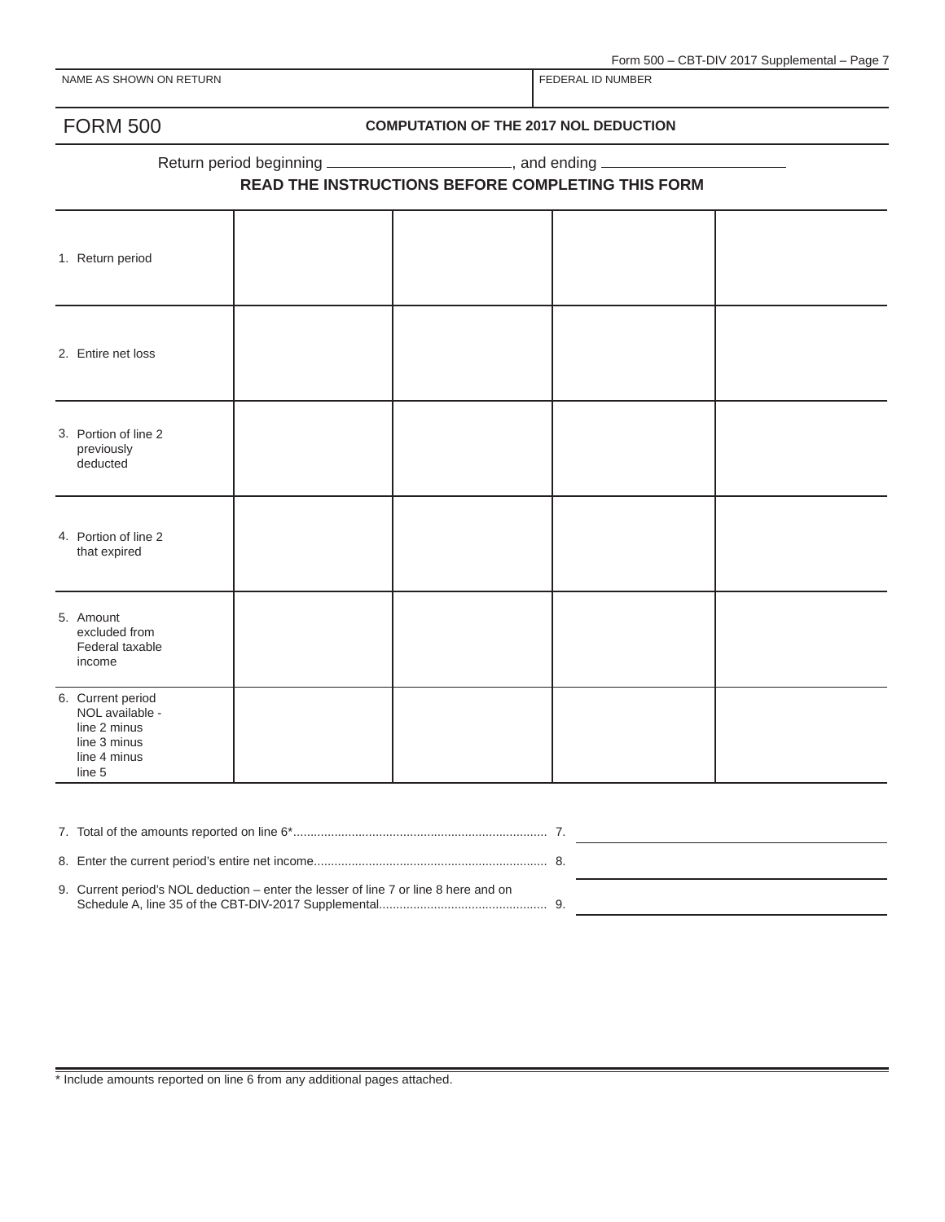| NAME AS SHOWN ON RETURN | FEDERAL ID NUMBER |
|---|---|
| | |

# FORM 500

**COMPUTATION OF THE 2017 NOL DEDUCTION**

Return period beginning ________________________, and ending ________________________

**READ THE INSTRUCTIONS BEFORE COMPLETING THIS FORM**

| | | | | |
|---|---|---|---|---|
| 1. Return period | | | | |
| 2. Entire net loss | | | | |
| 3. Portion of line 2 previously deducted | | | | |
| 4. Portion of line 2 that expired | | | | |
| 5. Amount excluded from Federal taxable income | | | | |
| 6. Current period NOL available - line 2 minus line 3 minus line 4 minus line 5 | | | | |

7. Total of the amounts reported on line 6*........................................................................ 7. ____________________

8. Enter the current period's entire net income................................................................... 8. ____________________

9. Current period's NOL deduction – enter the lesser of line 7 or line 8 here and on Schedule A, line 35 of the CBT-DIV-2017 Supplemental................................................ 9. ____________________

\* Include amounts reported on line 6 from any additional pages attached.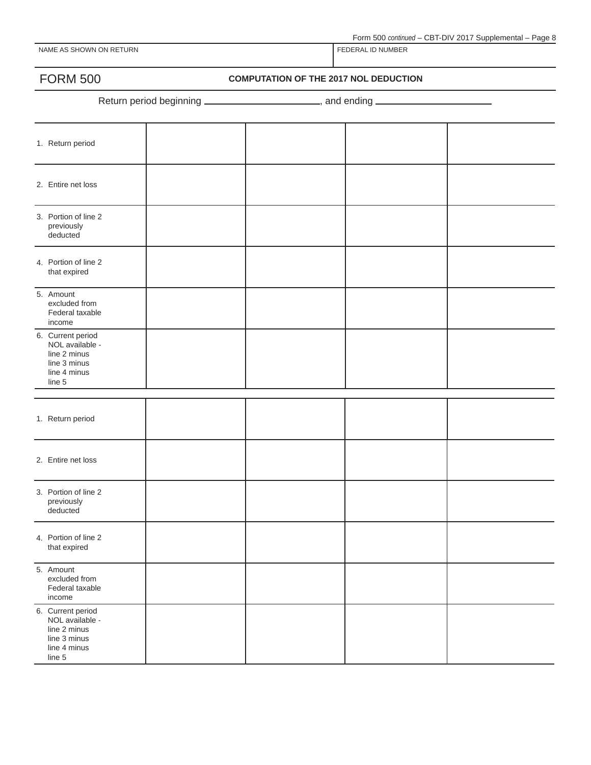NAME AS SHOWN ON RETURN | FEDERAL ID NUMBER

# FORM 500

## COMPUTATION OF THE 2017 NOL DEDUCTION

Return period beginning ______________________, and ending ______________________

| | | | | |
|---|---|---|---|---|
| 1. Return period | | | | |
| 2. Entire net loss | | | | |
| 3. Portion of line 2 previously deducted | | | | |
| 4. Portion of line 2 that expired | | | | |
| 5. Amount excluded from Federal taxable income | | | | |
| 6. Current period NOL available - line 2 minus line 3 minus line 4 minus line 5 | | | | |

| | | | | |
|---|---|---|---|---|
| 1. Return period | | | | |
| 2. Entire net loss | | | | |
| 3. Portion of line 2 previously deducted | | | | |
| 4. Portion of line 2 that expired | | | | |
| 5. Amount excluded from Federal taxable income | | | | |
| 6. Current period NOL available - line 2 minus line 3 minus line 4 minus line 5 | | | | |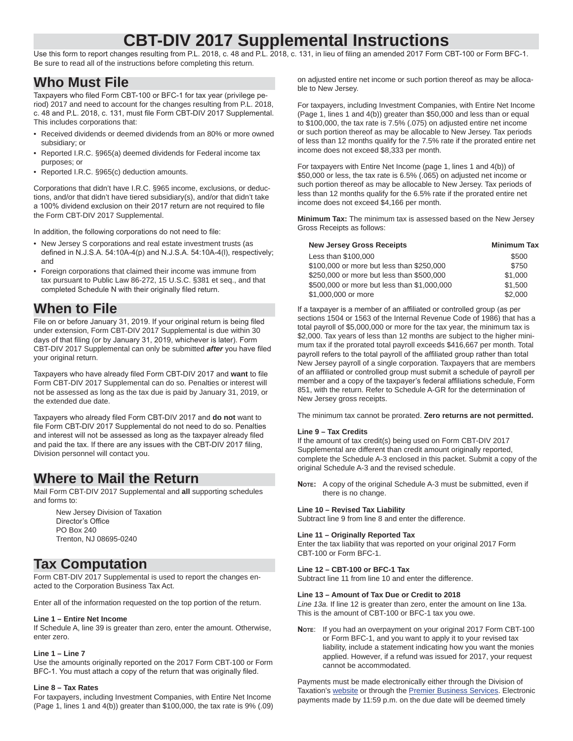# CBT-DIV 2017 Supplemental Instructions

Use this form to report changes resulting from P.L. 2018, c. 48 and P.L. 2018, c. 131, in lieu of filing an amended 2017 Form CBT-100 or Form BFC-1. Be sure to read all of the instructions before completing this return.

## Who Must File

Taxpayers who filed Form CBT-100 or BFC-1 for tax year (privilege period) 2017 and need to account for the changes resulting from P.L. 2018, c. 48 and P.L. 2018, c. 131, must file Form CBT-DIV 2017 Supplemental. This includes corporations that:

- Received dividends or deemed dividends from an 80% or more owned subsidiary; or
- Reported I.R.C. §965(a) deemed dividends for Federal income tax purposes; or
- Reported I.R.C. §965(c) deduction amounts.

Corporations that didn't have I.R.C. §965 income, exclusions, or deductions, and/or that didn't have tiered subsidiary(s), and/or that didn't take a 100% dividend exclusion on their 2017 return are not required to file the Form CBT-DIV 2017 Supplemental.

In addition, the following corporations do not need to file:

- New Jersey S corporations and real estate investment trusts (as defined in N.J.S.A. 54:10A-4(p) and N.J.S.A. 54:10A-4(l), respectively; and
- Foreign corporations that claimed their income was immune from tax pursuant to Public Law 86-272, 15 U.S.C. §381 et seq., and that completed Schedule N with their originally filed return.

## When to File

File on or before January 31, 2019. If your original return is being filed under extension, Form CBT-DIV 2017 Supplemental is due within 30 days of that filing (or by January 31, 2019, whichever is later). Form CBT-DIV 2017 Supplemental can only be submitted ***after*** you have filed your original return.

Taxpayers who have already filed Form CBT-DIV 2017 and **want** to file Form CBT-DIV 2017 Supplemental can do so. Penalties or interest will not be assessed as long as the tax due is paid by January 31, 2019, or the extended due date.

Taxpayers who already filed Form CBT-DIV 2017 and **do not** want to file Form CBT-DIV 2017 Supplemental do not need to do so. Penalties and interest will not be assessed as long as the taxpayer already filed and paid the tax. If there are any issues with the CBT-DIV 2017 filing, Division personnel will contact you.

## Where to Mail the Return

Mail Form CBT-DIV 2017 Supplemental and **all** supporting schedules and forms to:

New Jersey Division of Taxation
Director's Office
PO Box 240
Trenton, NJ 08695-0240

## Tax Computation

Form CBT-DIV 2017 Supplemental is used to report the changes enacted to the Corporation Business Tax Act.

Enter all of the information requested on the top portion of the return.

**Line 1 – Entire Net Income**
If Schedule A, line 39 is greater than zero, enter the amount. Otherwise, enter zero.

**Line 1 – Line 7**
Use the amounts originally reported on the 2017 Form CBT-100 or Form BFC-1. You must attach a copy of the return that was originally filed.

**Line 8 – Tax Rates**
For taxpayers, including Investment Companies, with Entire Net Income (Page 1, lines 1 and 4(b)) greater than $100,000, the tax rate is 9% (.09) on adjusted entire net income or such portion thereof as may be allocable to New Jersey.

For taxpayers, including Investment Companies, with Entire Net Income (Page 1, lines 1 and 4(b)) greater than $50,000 and less than or equal to $100,000, the tax rate is 7.5% (.075) on adjusted entire net income or such portion thereof as may be allocable to New Jersey. Tax periods of less than 12 months qualify for the 7.5% rate if the prorated entire net income does not exceed $8,333 per month.

For taxpayers with Entire Net Income (page 1, lines 1 and 4(b)) of $50,000 or less, the tax rate is 6.5% (.065) on adjusted net income or such portion thereof as may be allocable to New Jersey. Tax periods of less than 12 months qualify for the 6.5% rate if the prorated entire net income does not exceed $4,166 per month.

**Minimum Tax:** The minimum tax is assessed based on the New Jersey Gross Receipts as follows:

| New Jersey Gross Receipts | Minimum Tax |
|---|---|
| Less than $100,000 | $500 |
| $100,000 or more but less than $250,000 | $750 |
| $250,000 or more but less than $500,000 | $1,000 |
| $500,000 or more but less than $1,000,000 | $1,500 |
| $1,000,000 or more | $2,000 |

If a taxpayer is a member of an affiliated or controlled group (as per sections 1504 or 1563 of the Internal Revenue Code of 1986) that has a total payroll of $5,000,000 or more for the tax year, the minimum tax is $2,000. Tax years of less than 12 months are subject to the higher minimum tax if the prorated total payroll exceeds $416,667 per month. Total payroll refers to the total payroll of the affiliated group rather than total New Jersey payroll of a single corporation. Taxpayers that are members of an affiliated or controlled group must submit a schedule of payroll per member and a copy of the taxpayer's federal affiliations schedule, Form 851, with the return. Refer to Schedule A-GR for the determination of New Jersey gross receipts.

The minimum tax cannot be prorated. **Zero returns are not permitted.**

**Line 9 – Tax Credits**
If the amount of tax credit(s) being used on Form CBT-DIV 2017 Supplemental are different than credit amount originally reported, complete the Schedule A-3 enclosed in this packet. Submit a copy of the original Schedule A-3 and the revised schedule.

**Note:** A copy of the original Schedule A-3 must be submitted, even if there is no change.

**Line 10 – Revised Tax Liability**
Subtract line 9 from line 8 and enter the difference.

**Line 11 – Originally Reported Tax**
Enter the tax liability that was reported on your original 2017 Form CBT-100 or Form BFC-1.

**Line 12 – CBT-100 or BFC-1 Tax**
Subtract line 11 from line 10 and enter the difference.

**Line 13 – Amount of Tax Due or Credit to 2018**
*Line 13a.* If line 12 is greater than zero, enter the amount on line 13a. This is the amount of CBT-100 or BFC-1 tax you owe.

**Note**: If you had an overpayment on your original 2017 Form CBT-100 or Form BFC-1, and you want to apply it to your revised tax liability, include a statement indicating how you want the monies applied. However, if a refund was issued for 2017, your request cannot be accommodated.

Payments must be made electronically either through the Division of Taxation's website or through the Premier Business Services. Electronic payments made by 11:59 p.m. on the due date will be deemed timely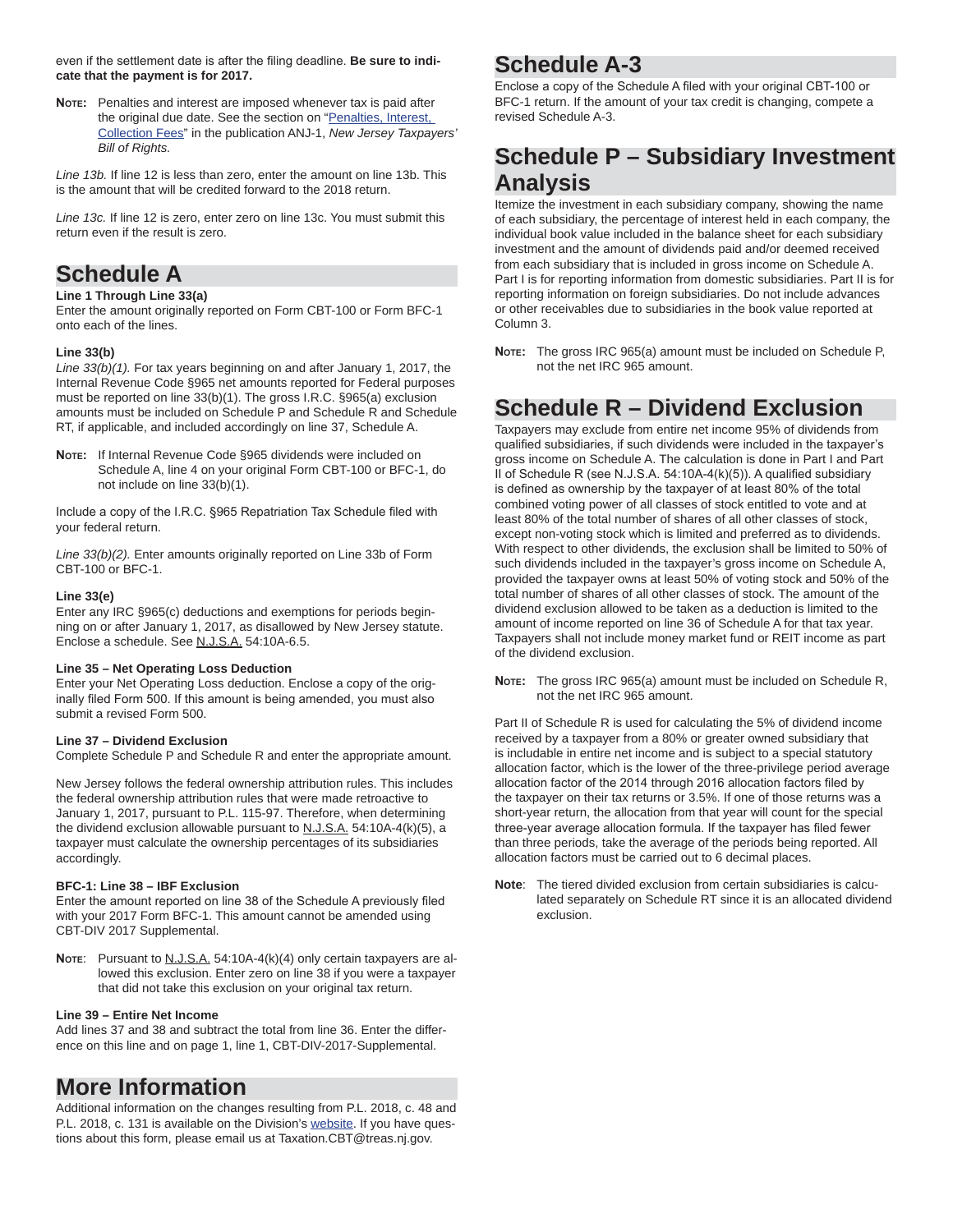even if the settlement date is after the filing deadline. **Be sure to indicate that the payment is for 2017.**

**Note:** Penalties and interest are imposed whenever tax is paid after the original due date. See the section on "Penalties, Interest, Collection Fees" in the publication ANJ-1, *New Jersey Taxpayers' Bill of Rights.*

*Line 13b.* If line 12 is less than zero, enter the amount on line 13b. This is the amount that will be credited forward to the 2018 return.

*Line 13c.* If line 12 is zero, enter zero on line 13c. You must submit this return even if the result is zero.

## Schedule A

**Line 1 Through Line 33(a)**

Enter the amount originally reported on Form CBT-100 or Form BFC-1 onto each of the lines.

**Line 33(b)**

*Line 33(b)(1).* For tax years beginning on and after January 1, 2017, the Internal Revenue Code §965 net amounts reported for Federal purposes must be reported on line 33(b)(1). The gross I.R.C. §965(a) exclusion amounts must be included on Schedule P and Schedule R and Schedule RT, if applicable, and included accordingly on line 37, Schedule A.

**Note:** If Internal Revenue Code §965 dividends were included on Schedule A, line 4 on your original Form CBT-100 or BFC-1, do not include on line 33(b)(1).

Include a copy of the I.R.C. §965 Repatriation Tax Schedule filed with your federal return.

*Line 33(b)(2).* Enter amounts originally reported on Line 33b of Form CBT-100 or BFC-1.

**Line 33(e)**

Enter any IRC §965(c) deductions and exemptions for periods beginning on or after January 1, 2017, as disallowed by New Jersey statute. Enclose a schedule. See N.J.S.A. 54:10A-6.5.

**Line 35 – Net Operating Loss Deduction**

Enter your Net Operating Loss deduction. Enclose a copy of the originally filed Form 500. If this amount is being amended, you must also submit a revised Form 500.

**Line 37 – Dividend Exclusion**

Complete Schedule P and Schedule R and enter the appropriate amount.

New Jersey follows the federal ownership attribution rules. This includes the federal ownership attribution rules that were made retroactive to January 1, 2017, pursuant to P.L. 115-97. Therefore, when determining the dividend exclusion allowable pursuant to N.J.S.A. 54:10A-4(k)(5), a taxpayer must calculate the ownership percentages of its subsidiaries accordingly.

**BFC-1: Line 38 – IBF Exclusion**

Enter the amount reported on line 38 of the Schedule A previously filed with your 2017 Form BFC-1. This amount cannot be amended using CBT-DIV 2017 Supplemental.

**Note:** Pursuant to N.J.S.A. 54:10A-4(k)(4) only certain taxpayers are allowed this exclusion. Enter zero on line 38 if you were a taxpayer that did not take this exclusion on your original tax return.

**Line 39 – Entire Net Income**

Add lines 37 and 38 and subtract the total from line 36. Enter the difference on this line and on page 1, line 1, CBT-DIV-2017-Supplemental.

## More Information

Additional information on the changes resulting from P.L. 2018, c. 48 and P.L. 2018, c. 131 is available on the Division's website. If you have questions about this form, please email us at Taxation.CBT@treas.nj.gov.

## Schedule A-3

Enclose a copy of the Schedule A filed with your original CBT-100 or BFC-1 return. If the amount of your tax credit is changing, compete a revised Schedule A-3.

## Schedule P – Subsidiary Investment Analysis

Itemize the investment in each subsidiary company, showing the name of each subsidiary, the percentage of interest held in each company, the individual book value included in the balance sheet for each subsidiary investment and the amount of dividends paid and/or deemed received from each subsidiary that is included in gross income on Schedule A. Part I is for reporting information from domestic subsidiaries. Part II is for reporting information on foreign subsidiaries. Do not include advances or other receivables due to subsidiaries in the book value reported at Column 3.

**Note:** The gross IRC 965(a) amount must be included on Schedule P, not the net IRC 965 amount.

## Schedule R – Dividend Exclusion

Taxpayers may exclude from entire net income 95% of dividends from qualified subsidiaries, if such dividends were included in the taxpayer's gross income on Schedule A. The calculation is done in Part I and Part II of Schedule R (see N.J.S.A. 54:10A-4(k)(5)). A qualified subsidiary is defined as ownership by the taxpayer of at least 80% of the total combined voting power of all classes of stock entitled to vote and at least 80% of the total number of shares of all other classes of stock, except non-voting stock which is limited and preferred as to dividends. With respect to other dividends, the exclusion shall be limited to 50% of such dividends included in the taxpayer's gross income on Schedule A, provided the taxpayer owns at least 50% of voting stock and 50% of the total number of shares of all other classes of stock. The amount of the dividend exclusion allowed to be taken as a deduction is limited to the amount of income reported on line 36 of Schedule A for that tax year. Taxpayers shall not include money market fund or REIT income as part of the dividend exclusion.

**Note:** The gross IRC 965(a) amount must be included on Schedule R, not the net IRC 965 amount.

Part II of Schedule R is used for calculating the 5% of dividend income received by a taxpayer from a 80% or greater owned subsidiary that is includable in entire net income and is subject to a special statutory allocation factor, which is the lower of the three-privilege period average allocation factor of the 2014 through 2016 allocation factors filed by the taxpayer on their tax returns or 3.5%. If one of those returns was a short-year return, the allocation from that year will count for the special three-year average allocation formula. If the taxpayer has filed fewer than three periods, take the average of the periods being reported. All allocation factors must be carried out to 6 decimal places.

**Note:** The tiered divided exclusion from certain subsidiaries is calculated separately on Schedule RT since it is an allocated dividend exclusion.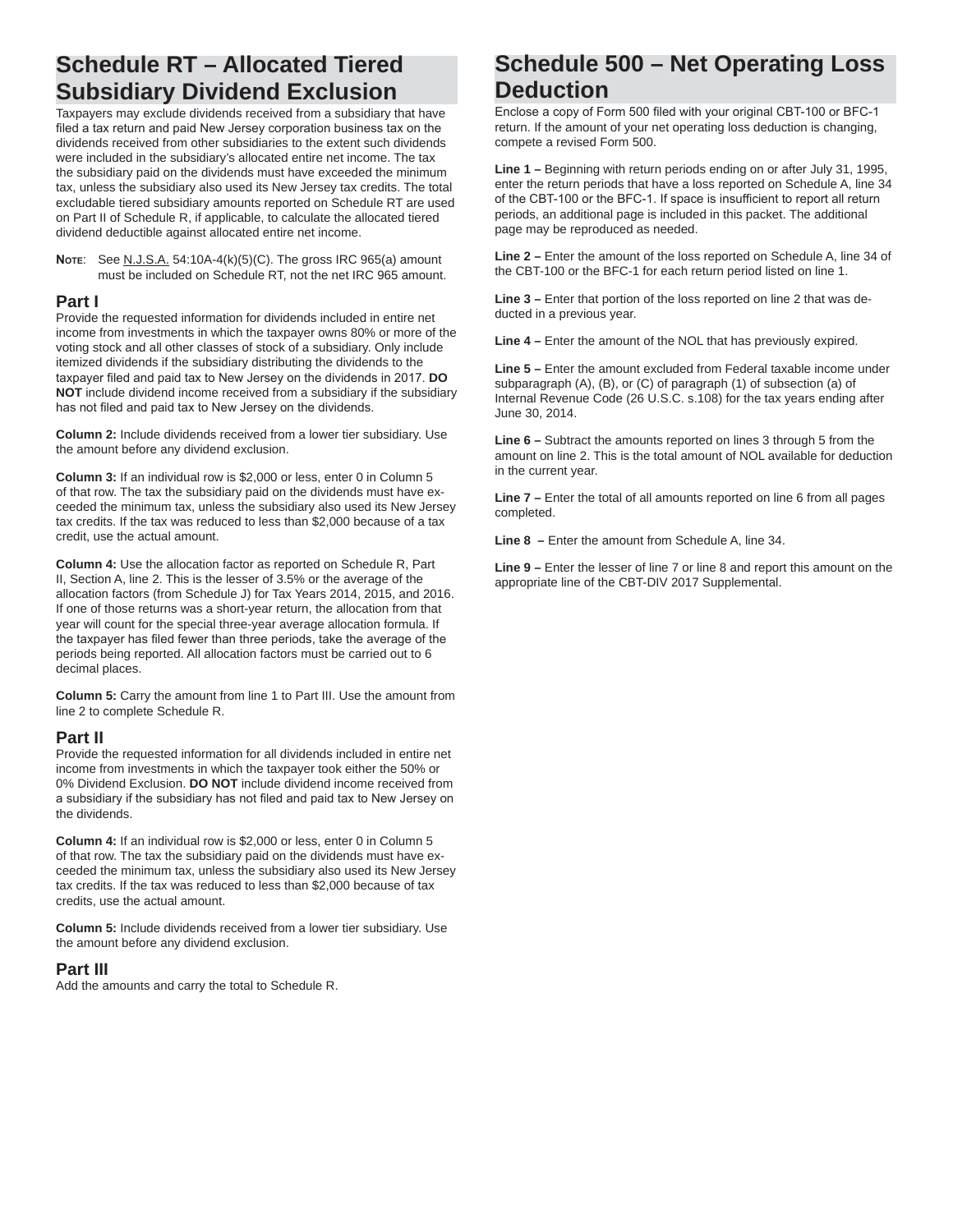## Schedule RT – Allocated Tiered Subsidiary Dividend Exclusion

Taxpayers may exclude dividends received from a subsidiary that have filed a tax return and paid New Jersey corporation business tax on the dividends received from other subsidiaries to the extent such dividends were included in the subsidiary's allocated entire net income. The tax the subsidiary paid on the dividends must have exceeded the minimum tax, unless the subsidiary also used its New Jersey tax credits. The total excludable tiered subsidiary amounts reported on Schedule RT are used on Part II of Schedule R, if applicable, to calculate the allocated tiered dividend deductible against allocated entire net income.

**Note**: See N.J.S.A. 54:10A-4(k)(5)(C). The gross IRC 965(a) amount must be included on Schedule RT, not the net IRC 965 amount.

### Part I

Provide the requested information for dividends included in entire net income from investments in which the taxpayer owns 80% or more of the voting stock and all other classes of stock of a subsidiary. Only include itemized dividends if the subsidiary distributing the dividends to the taxpayer filed and paid tax to New Jersey on the dividends in 2017. **DO NOT** include dividend income received from a subsidiary if the subsidiary has not filed and paid tax to New Jersey on the dividends.

**Column 2:** Include dividends received from a lower tier subsidiary. Use the amount before any dividend exclusion.

**Column 3:** If an individual row is $2,000 or less, enter 0 in Column 5 of that row. The tax the subsidiary paid on the dividends must have exceeded the minimum tax, unless the subsidiary also used its New Jersey tax credits. If the tax was reduced to less than $2,000 because of a tax credit, use the actual amount.

**Column 4:** Use the allocation factor as reported on Schedule R, Part II, Section A, line 2. This is the lesser of 3.5% or the average of the allocation factors (from Schedule J) for Tax Years 2014, 2015, and 2016. If one of those returns was a short-year return, the allocation from that year will count for the special three-year average allocation formula. If the taxpayer has filed fewer than three periods, take the average of the periods being reported. All allocation factors must be carried out to 6 decimal places.

**Column 5:** Carry the amount from line 1 to Part III. Use the amount from line 2 to complete Schedule R.

### Part II

Provide the requested information for all dividends included in entire net income from investments in which the taxpayer took either the 50% or 0% Dividend Exclusion. **DO NOT** include dividend income received from a subsidiary if the subsidiary has not filed and paid tax to New Jersey on the dividends.

**Column 4:** If an individual row is $2,000 or less, enter 0 in Column 5 of that row. The tax the subsidiary paid on the dividends must have exceeded the minimum tax, unless the subsidiary also used its New Jersey tax credits. If the tax was reduced to less than $2,000 because of tax credits, use the actual amount.

**Column 5:** Include dividends received from a lower tier subsidiary. Use the amount before any dividend exclusion.

### Part III

Add the amounts and carry the total to Schedule R.

## Schedule 500 – Net Operating Loss Deduction

Enclose a copy of Form 500 filed with your original CBT-100 or BFC-1 return. If the amount of your net operating loss deduction is changing, compete a revised Form 500.

**Line 1 –** Beginning with return periods ending on or after July 31, 1995, enter the return periods that have a loss reported on Schedule A, line 34 of the CBT-100 or the BFC-1. If space is insufficient to report all return periods, an additional page is included in this packet. The additional page may be reproduced as needed.

**Line 2 –** Enter the amount of the loss reported on Schedule A, line 34 of the CBT-100 or the BFC-1 for each return period listed on line 1.

**Line 3 –** Enter that portion of the loss reported on line 2 that was deducted in a previous year.

**Line 4 –** Enter the amount of the NOL that has previously expired.

**Line 5 –** Enter the amount excluded from Federal taxable income under subparagraph (A), (B), or (C) of paragraph (1) of subsection (a) of Internal Revenue Code (26 U.S.C. s.108) for the tax years ending after June 30, 2014.

**Line 6 –** Subtract the amounts reported on lines 3 through 5 from the amount on line 2. This is the total amount of NOL available for deduction in the current year.

**Line 7 –** Enter the total of all amounts reported on line 6 from all pages completed.

**Line 8 –** Enter the amount from Schedule A, line 34.

**Line 9 –** Enter the lesser of line 7 or line 8 and report this amount on the appropriate line of the CBT-DIV 2017 Supplemental.